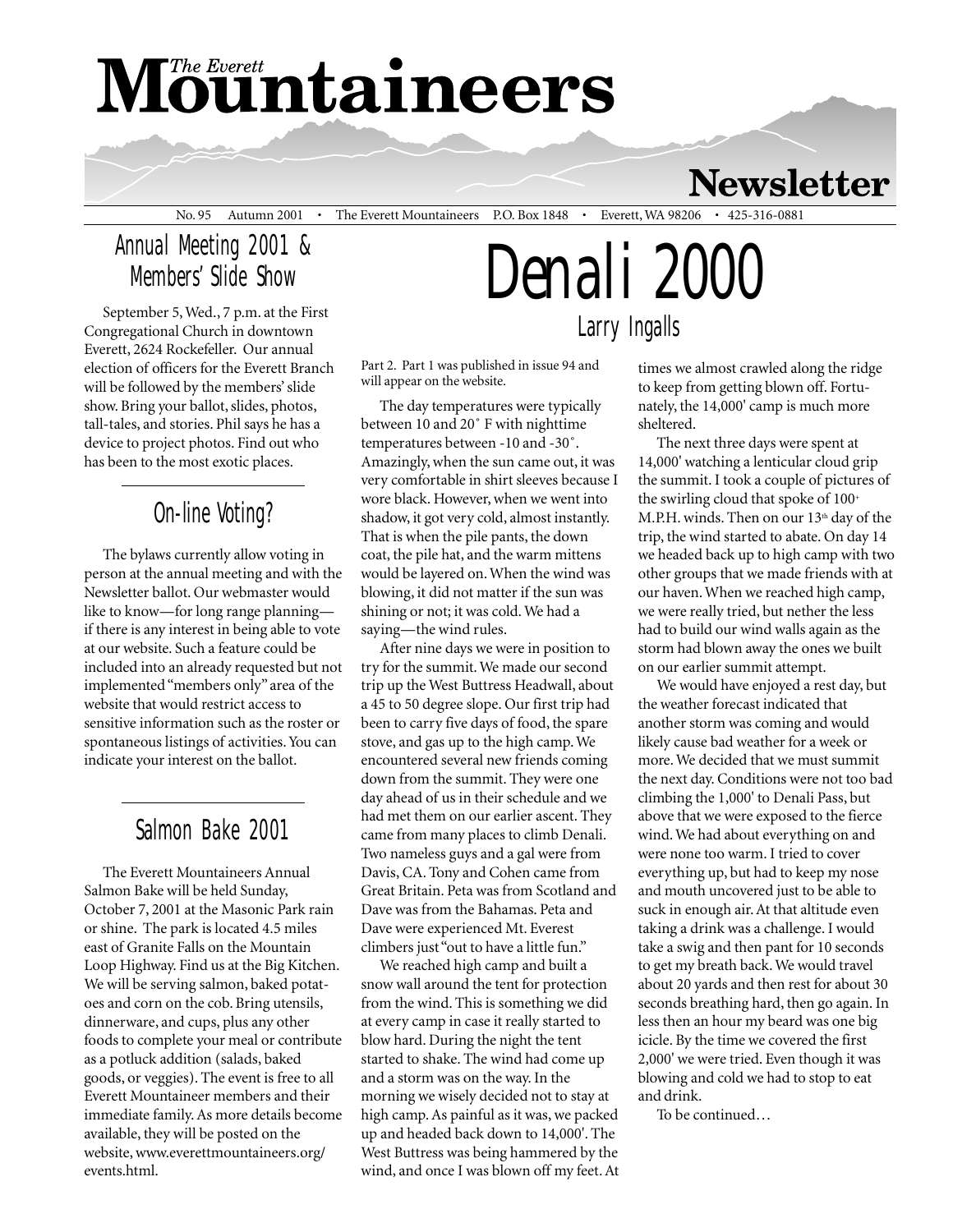# The Everett Mountaineers Newsletter

No. 95 Autumn 2001 • The Everett Mountaineers P.O. Box 1848 • Everett, WA 98206 • 425-316-0881

## Annual Meeting 2001 & Members' Slide Show

September 5, Wed., 7 p.m. at the First Congregational Church in downtown Everett, 2624 Rockefeller. Our annual election of officers for the Everett Branch will be followed by the members' slide show. Bring your ballot, slides, photos, tall-tales, and stories. Phil says he has a device to project photos. Find out who has been to the most exotic places.

## On-line Voting?

The bylaws currently allow voting in person at the annual meeting and with the Newsletter ballot. Our webmaster would like to know—for long range planning—if there is any interest in being able to vote at our website. Such a feature could be included into an already requested but not implemented "members only" area of the website that would restrict access to sensitive information such as the roster or spontaneous listings of activities. You can indicate your interest on the ballot.

## Salmon Bake 2001

The Everett Mountaineers Annual Salmon Bake will be held Sunday, October 7, 2001 at the Masonic Park rain or shine. The park is located 4.5 miles east of Granite Falls on the Mountain Loop Highway. Find us at the Big Kitchen. We will be serving salmon, baked potatoes and corn on the cob. Bring utensils, dinnerware, and cups, plus any other foods to complete your meal or contribute as a potluck addition (salads, baked goods, or veggies). The event is free to all Everett Mountaineer members and their immediate family. As more details become available, they will be posted on the website, www.everettmountaineers.org/events.html.

# Denali 2000

### Larry Ingalls

Part 2. Part 1 was published in issue 94 and will appear on the website.

The day temperatures were typically between 10 and 20˚ F with nighttime temperatures between -10 and -30˚. Amazingly, when the sun came out, it was very comfortable in shirt sleeves because I wore black. However, when we went into shadow, it got very cold, almost instantly. That is when the pile pants, the down coat, the pile hat, and the warm mittens would be layered on. When the wind was blowing, it did not matter if the sun was shining or not; it was cold. We had a saying—the wind rules.

After nine days we were in position to try for the summit. We made our second trip up the West Buttress Headwall, about a 45 to 50 degree slope. Our first trip had been to carry five days of food, the spare stove, and gas up to the high camp. We encountered several new friends coming down from the summit. They were one day ahead of us in their schedule and we had met them on our earlier ascent. They came from many places to climb Denali. Two nameless guys and a gal were from Davis, CA. Tony and Cohen came from Great Britain. Peta was from Scotland and Dave was from the Bahamas. Peta and Dave were experienced Mt. Everest climbers just "out to have a little fun."

We reached high camp and built a snow wall around the tent for protection from the wind. This is something we did at every camp in case it really started to blow hard. During the night the tent started to shake. The wind had come up and a storm was on the way. In the morning we wisely decided not to stay at high camp. As painful as it was, we packed up and headed back down to 14,000'. The West Buttress was being hammered by the wind, and once I was blown off my feet. At times we almost crawled along the ridge to keep from getting blown off. Fortunately, the 14,000' camp is much more sheltered.

The next three days were spent at 14,000' watching a lenticular cloud grip the summit. I took a couple of pictures of the swirling cloud that spoke of 100+ M.P.H. winds. Then on our 13th day of the trip, the wind started to abate. On day 14 we headed back up to high camp with two other groups that we made friends with at our haven. When we reached high camp, we were really tried, but nether the less had to build our wind walls again as the storm had blown away the ones we built on our earlier summit attempt.

We would have enjoyed a rest day, but the weather forecast indicated that another storm was coming and would likely cause bad weather for a week or more. We decided that we must summit the next day. Conditions were not too bad climbing the 1,000' to Denali Pass, but above that we were exposed to the fierce wind. We had about everything on and were none too warm. I tried to cover everything up, but had to keep my nose and mouth uncovered just to be able to suck in enough air. At that altitude even taking a drink was a challenge. I would take a swig and then pant for 10 seconds to get my breath back. We would travel about 20 yards and then rest for about 30 seconds breathing hard, then go again. In less then an hour my beard was one big icicle. By the time we covered the first 2,000' we were tried. Even though it was blowing and cold we had to stop to eat and drink.

To be continued…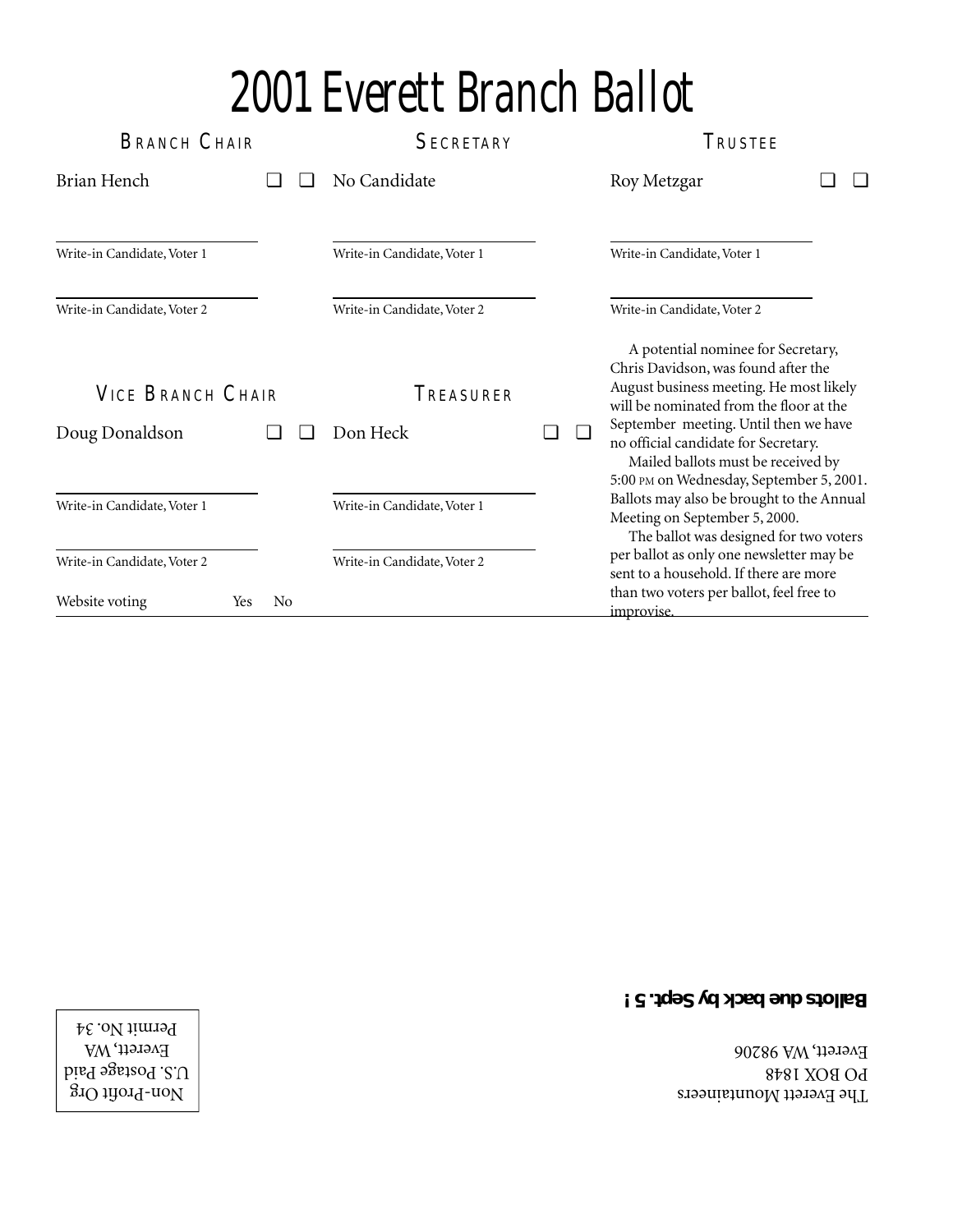# 2001 Everett Branch Ballot

## Branch Chair

Brian Hench ❑ ❑

Write-in Candidate, Voter 1

Write-in Candidate, Voter 2

## Secretary

No Candidate

Write-in Candidate, Voter 1

Write-in Candidate, Voter 2

## Trustee

Roy Metzgar ❑ ❑

Write-in Candidate, Voter 1

Write-in Candidate, Voter 2

## Vice Branch Chair

Doug Donaldson ❑ ❑

Write-in Candidate, Voter 1

Write-in Candidate, Voter 2

Website voting Yes No

## Treasurer

Don Heck ❑ ❑

Write-in Candidate, Voter 1

Write-in Candidate, Voter 2

A potential nominee for Secretary, Chris Davidson, was found after the August business meeting. He most likely will be nominated from the floor at the September meeting. Until then we have no official candidate for Secretary.

Mailed ballots must be received by 5:00 PM on Wednesday, September 5, 2001. Ballots may also be brought to the Annual Meeting on September 5, 2000.

The ballot was designed for two voters per ballot as only one newsletter may be sent to a household. If there are more than two voters per ballot, feel free to improvise.

**Ballots due back by Sept. 5 !**

The Everett Mountaineers
PO BOX 1848
Everett, WA 98206

Non-Profit Org
U.S. Postage Paid
Everett, WA
Permit No. 34